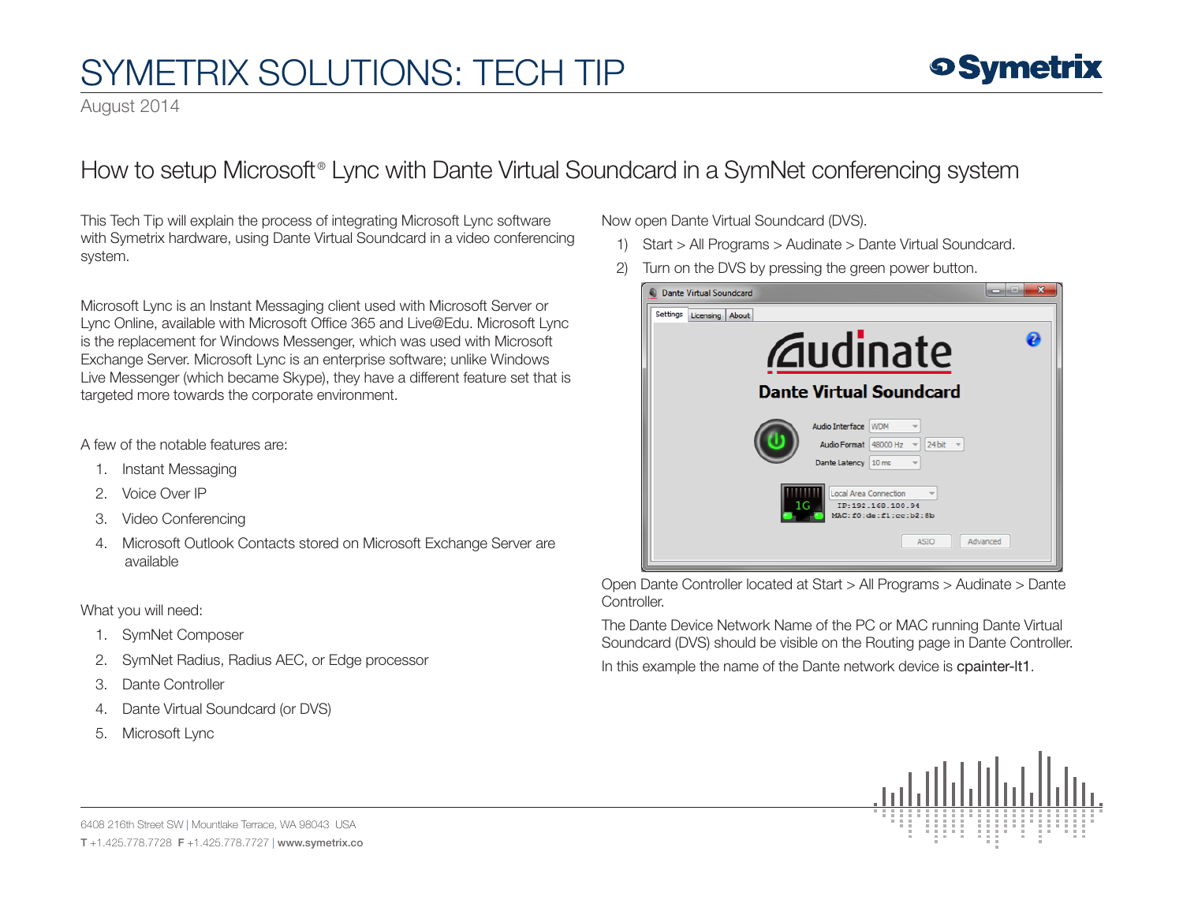# SYMETRIX SOLUTIONS: TECH TIP

August 2014

## How to setup Microsoft® Lync with Dante Virtual Soundcard in a SymNet conferencing system

This Tech Tip will explain the process of integrating Microsoft Lync software with Symetrix hardware, using Dante Virtual Soundcard in a video conferencing system.

Microsoft Lync is an Instant Messaging client used with Microsoft Server or Lync Online, available with Microsoft Office 365 and Live@Edu. Microsoft Lync is the replacement for Windows Messenger, which was used with Microsoft Exchange Server. Microsoft Lync is an enterprise software; unlike Windows Live Messenger (which became Skype), they have a different feature set that is targeted more towards the corporate environment.

A few of the notable features are:

1. Instant Messaging
2. Voice Over IP
3. Video Conferencing
4. Microsoft Outlook Contacts stored on Microsoft Exchange Server are available

What you will need:

1. SymNet Composer
2. SymNet Radius, Radius AEC, or Edge processor
3. Dante Controller
4. Dante Virtual Soundcard (or DVS)
5. Microsoft Lync

Now open Dante Virtual Soundcard (DVS).

1) Start > All Programs > Audinate > Dante Virtual Soundcard.
2) Turn on the DVS by pressing the green power button.

Open Dante Controller located at Start > All Programs > Audinate > Dante Controller.

The Dante Device Network Name of the PC or MAC running Dante Virtual Soundcard (DVS) should be visible on the Routing page in Dante Controller.

In this example the name of the Dante network device is cpainter-lt1.

6408 216th Street SW | Mountlake Terrace, WA 98043 USA
T +1.425.778.7728 F +1.425.778.7727 | www.symetrix.co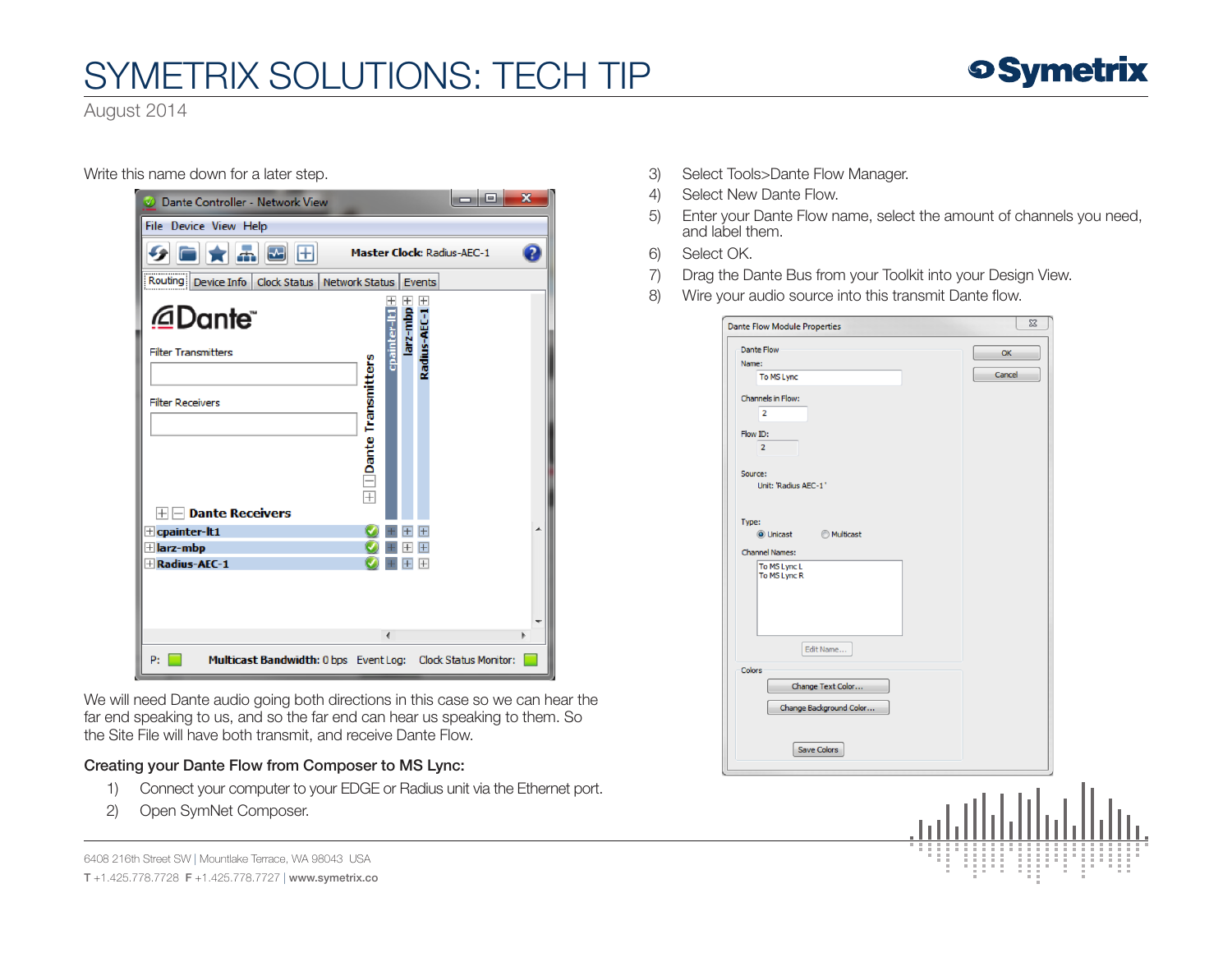Write this name down for a later step.

We will need Dante audio going both directions in this case so we can hear the far end speaking to us, and so the far end can hear us speaking to them. So the Site File will have both transmit, and receive Dante Flow.

**Creating your Dante Flow from Composer to MS Lync:**

1) Connect your computer to your EDGE or Radius unit via the Ethernet port.
2) Open SymNet Composer.
3) Select Tools>Dante Flow Manager.
4) Select New Dante Flow.
5) Enter your Dante Flow name, select the amount of channels you need, and label them.
6) Select OK.
7) Drag the Dante Bus from your Toolkit into your Design View.
8) Wire your audio source into this transmit Dante flow.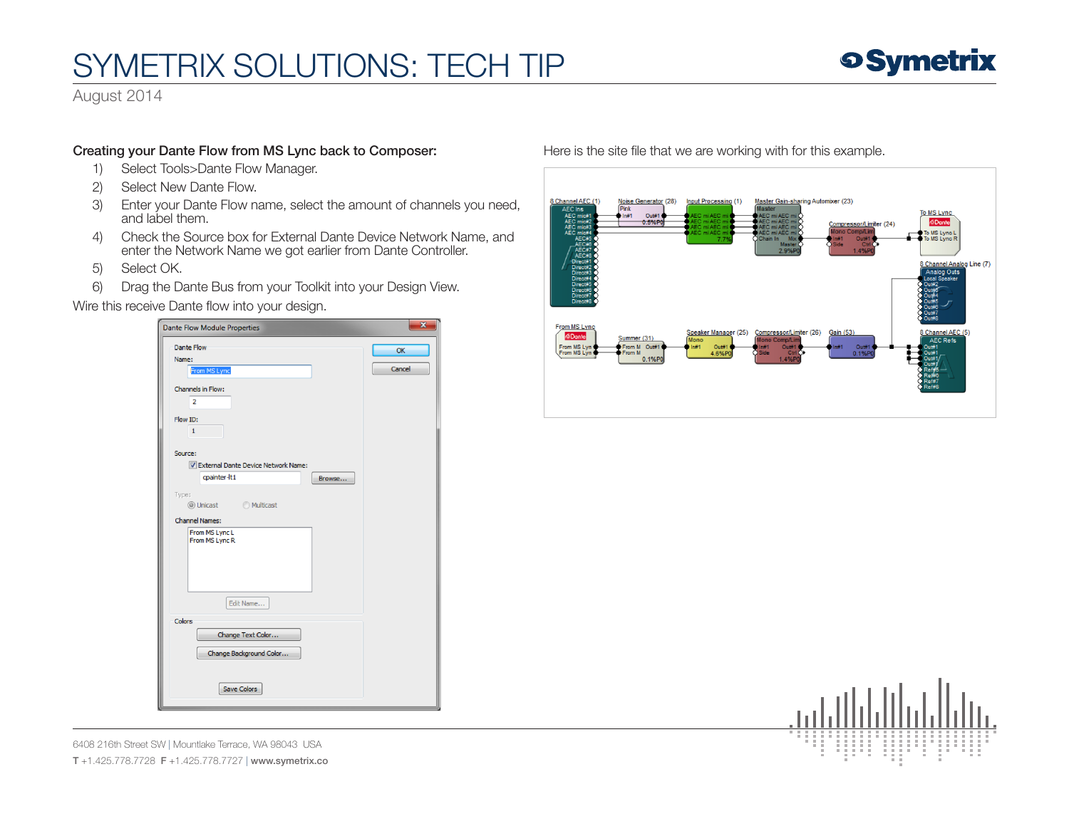# SYMETRIX SOLUTIONS: TECH TIP

August 2014

**Creating your Dante Flow from MS Lync back to Composer:**

1) Select Tools>Dante Flow Manager.
2) Select New Dante Flow.
3) Enter your Dante Flow name, select the amount of channels you need, and label them.
4) Check the Source box for External Dante Device Network Name, and enter the Network Name we got earlier from Dante Controller.
5) Select OK.
6) Drag the Dante Bus from your Toolkit into your Design View.

Wire this receive Dante flow into your design.

Here is the site file that we are working with for this example.

6408 216th Street SW | Mountlake Terrace, WA 98043 USA

**T** +1.425.778.7728 **F** +1.425.778.7727 | **www.symetrix.co**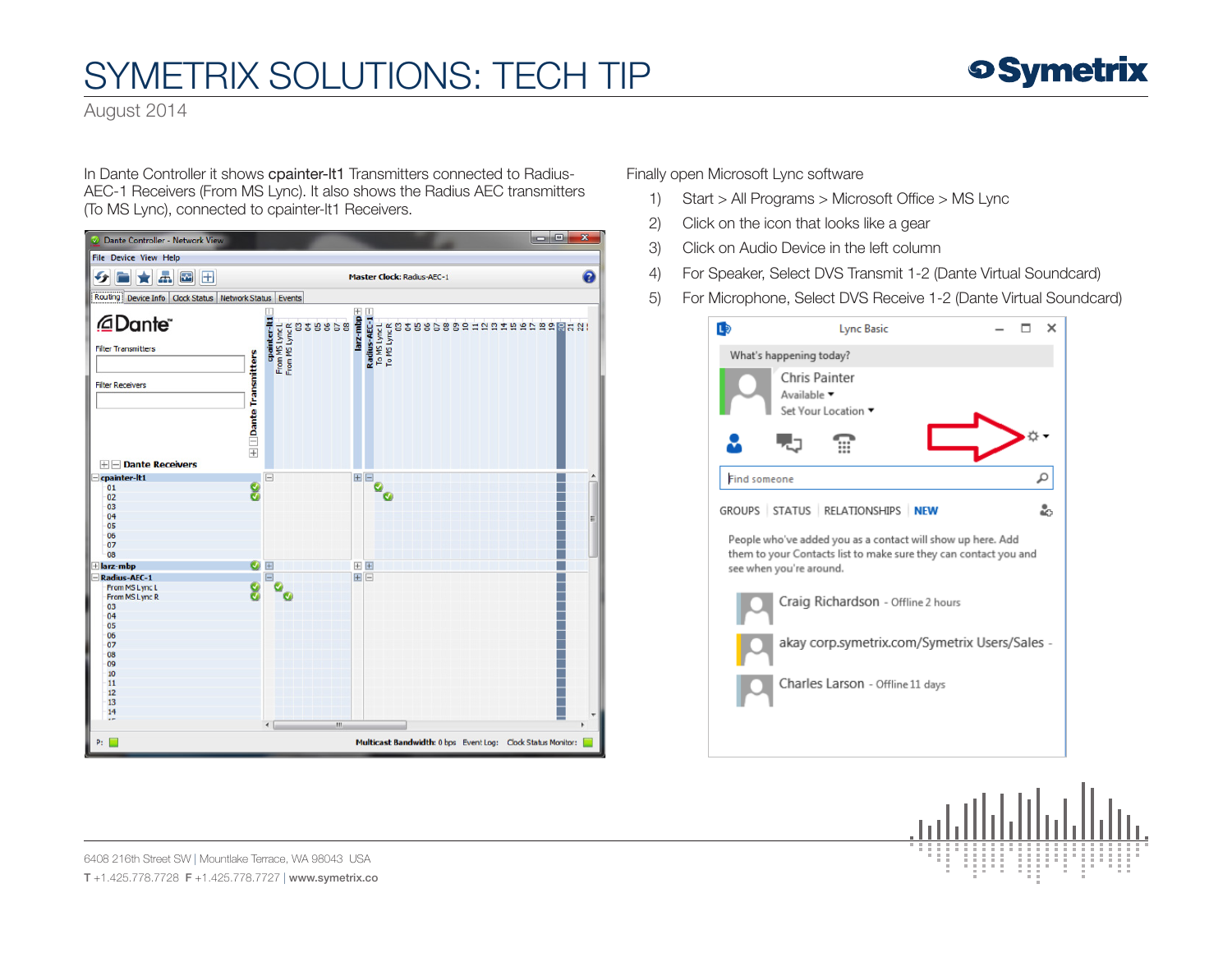# SYMETRIX SOLUTIONS: TECH TIP

August 2014

In Dante Controller it shows **cpainter-lt1** Transmitters connected to Radius-AEC-1 Receivers (From MS Lync). It also shows the Radius AEC transmitters (To MS Lync), connected to cpainter-lt1 Receivers.

Finally open Microsoft Lync software

1) Start > All Programs > Microsoft Office > MS Lync
2) Click on the icon that looks like a gear
3) Click on Audio Device in the left column
4) For Speaker, Select DVS Transmit 1-2 (Dante Virtual Soundcard)
5) For Microphone, Select DVS Receive 1-2 (Dante Virtual Soundcard)

6408 216th Street SW | Mountlake Terrace, WA 98043 USA

**T** +1.425.778.7728 **F** +1.425.778.7727 | **www.symetrix.co**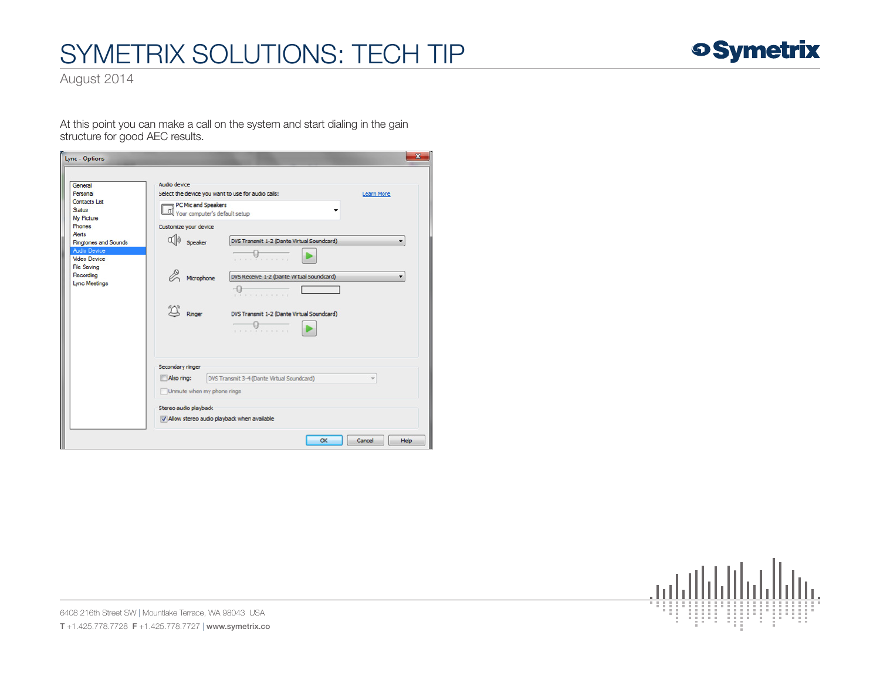At this point you can make a call on the system and start dialing in the gain structure for good AEC results.

Lync - Options

General
Personal
Contacts List
Status
My Picture
Phones
Alerts
Ringtones and Sounds
Audio Device
Video Device
File Saving
Recording
Lync Meetings

Audio device
Select the device you want to use for audio calls:
Learn More
PC Mic and Speakers
Your computer's default setup

Customize your device
Speaker
DVS Transmit 1-2 (Dante Virtual Soundcard)
Microphone
DVS Receive 1-2 (Dante Virtual Soundcard)
Ringer
DVS Transmit 1-2 (Dante Virtual Soundcard)

Secondary ringer
Also ring: DVS Transmit 3-4 (Dante Virtual Soundcard)
Unmute when my phone rings

Stereo audio playback
Allow stereo audio playback when available

OK Cancel Help